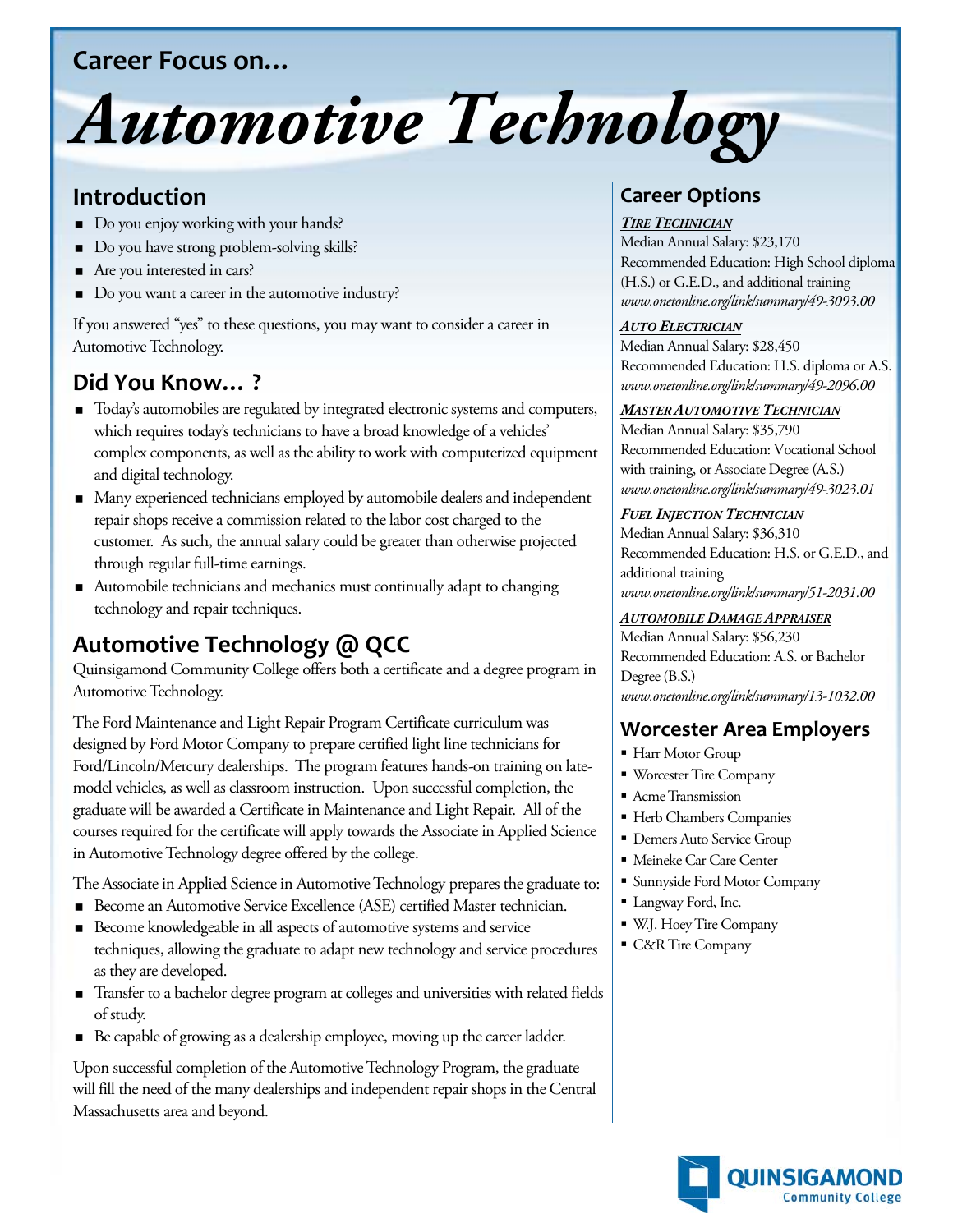Career Focus on…

# Automotive Technology

## Introduction

- Do you enjoy working with your hands?
- Do you have strong problem-solving skills?
- Are you interested in cars?
- Do you want a career in the automotive industry?

If you answered "yes" to these questions, you may want to consider a career in Automotive Technology.

## Did You Know… ?

- Today's automobiles are regulated by integrated electronic systems and computers, which requires today's technicians to have a broad knowledge of a vehicles' complex components, as well as the ability to work with computerized equipment and digital technology.
- Many experienced technicians employed by automobile dealers and independent repair shops receive a commission related to the labor cost charged to the customer. As such, the annual salary could be greater than otherwise projected through regular full-time earnings.
- Automobile technicians and mechanics must continually adapt to changing technology and repair techniques.

## Automotive Technology @ QCC

Quinsigamond Community College offers both a certificate and a degree program in Automotive Technology.

The Ford Maintenance and Light Repair Program Certificate curriculum was designed by Ford Motor Company to prepare certified light line technicians for Ford/Lincoln/Mercury dealerships. The program features hands-on training on late-model vehicles, as well as classroom instruction. Upon successful completion, the graduate will be awarded a Certificate in Maintenance and Light Repair. All of the courses required for the certificate will apply towards the Associate in Applied Science in Automotive Technology degree offered by the college.

The Associate in Applied Science in Automotive Technology prepares the graduate to:

- Become an Automotive Service Excellence (ASE) certified Master technician.
- Become knowledgeable in all aspects of automotive systems and service techniques, allowing the graduate to adapt new technology and service procedures as they are developed.
- Transfer to a bachelor degree program at colleges and universities with related fields of study.
- Be capable of growing as a dealership employee, moving up the career ladder.

Upon successful completion of the Automotive Technology Program, the graduate will fill the need of the many dealerships and independent repair shops in the Central Massachusetts area and beyond.

## Career Options

***Tire Technician***
Median Annual Salary: $23,170
Recommended Education: High School diploma (H.S.) or G.E.D., and additional training
*www.onetonline.org/link/summary/49-3093.00*

***Auto Electrician***
Median Annual Salary: $28,450
Recommended Education: H.S. diploma or A.S.
*www.onetonline.org/link/summary/49-2096.00*

***Master Automotive Technician***
Median Annual Salary: $35,790
Recommended Education: Vocational School with training, or Associate Degree (A.S.)
*www.onetonline.org/link/summary/49-3023.01*

***Fuel Injection Technician***
Median Annual Salary: $36,310
Recommended Education: H.S. or G.E.D., and additional training
*www.onetonline.org/link/summary/51-2031.00*

***Automobile Damage Appraiser***
Median Annual Salary: $56,230
Recommended Education: A.S. or Bachelor Degree (B.S.)
*www.onetonline.org/link/summary/13-1032.00*

## Worcester Area Employers

- Harr Motor Group
- Worcester Tire Company
- Acme Transmission
- Herb Chambers Companies
- Demers Auto Service Group
- Meineke Car Care Center
- Sunnyside Ford Motor Company
- Langway Ford, Inc.
- W.J. Hoey Tire Company
- C&R Tire Company

QUINSIGAMOND Community College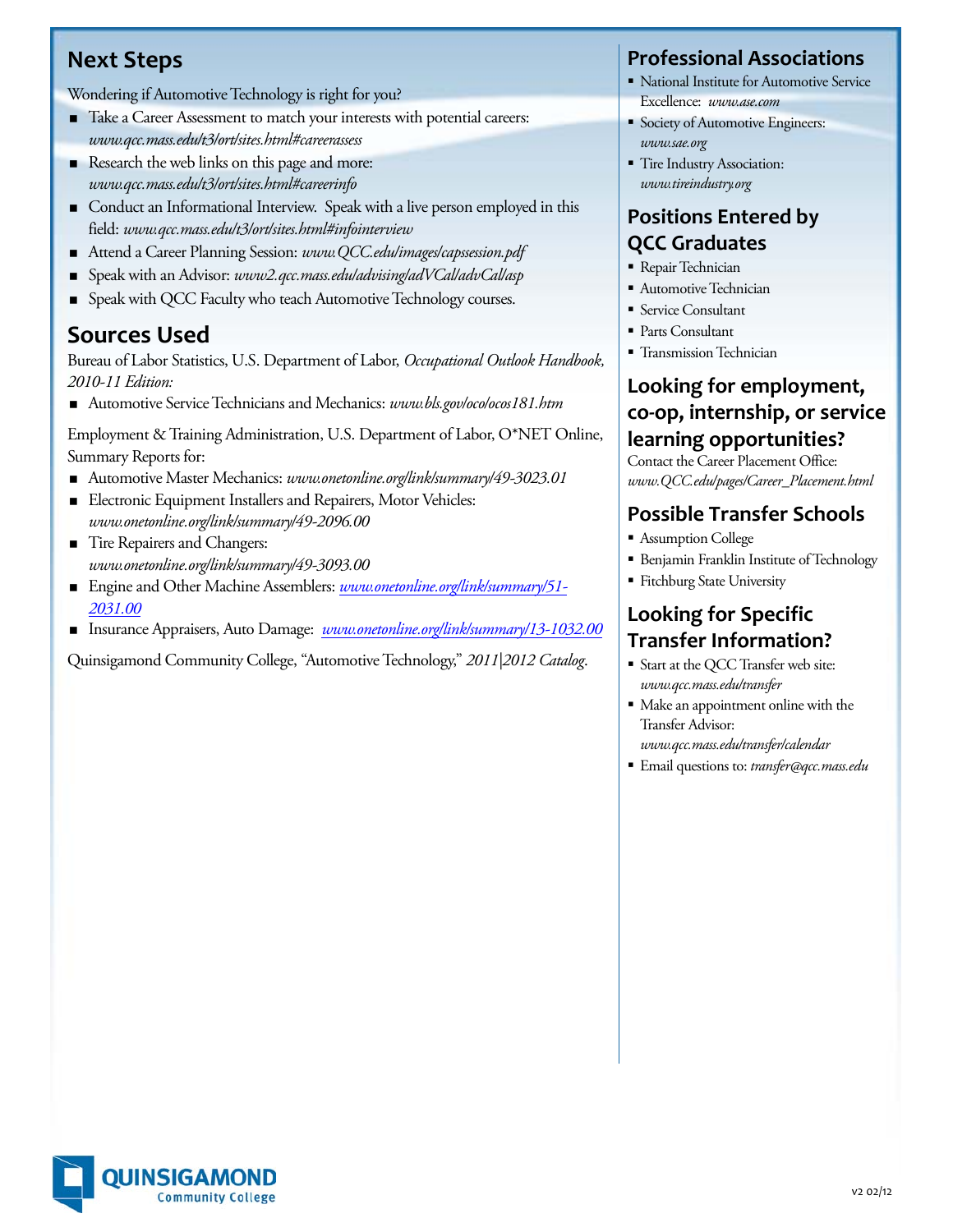## Next Steps

Wondering if Automotive Technology is right for you?

- Take a Career Assessment to match your interests with potential careers: *www.qcc.mass.edu/t3/ort/sites.html#careerassess*
- Research the web links on this page and more: *www.qcc.mass.edu/t3/ort/sites.html#careerinfo*
- Conduct an Informational Interview. Speak with a live person employed in this field: *www.qcc.mass.edu/t3/ort/sites.html#infointerview*
- Attend a Career Planning Session: *www.QCC.edu/images/capssession.pdf*
- Speak with an Advisor: *www2.qcc.mass.edu/advising/adVCal/advCal/asp*
- Speak with QCC Faculty who teach Automotive Technology courses.

## Sources Used

Bureau of Labor Statistics, U.S. Department of Labor, *Occupational Outlook Handbook, 2010-11 Edition:*

- Automotive Service Technicians and Mechanics: *www.bls.gov/oco/ocos181.htm*

Employment & Training Administration, U.S. Department of Labor, O*NET Online, Summary Reports for:

- Automotive Master Mechanics: *www.onetonline.org/link/summary/49-3023.01*
- Electronic Equipment Installers and Repairers, Motor Vehicles: *www.onetonline.org/link/summary/49-2096.00*
- Tire Repairers and Changers: *www.onetonline.org/link/summary/49-3093.00*
- Engine and Other Machine Assemblers: *www.onetonline.org/link/summary/51-2031.00*
- Insurance Appraisers, Auto Damage: *www.onetonline.org/link/summary/13-1032.00*

Quinsigamond Community College, "Automotive Technology," *2011|2012 Catalog.*

## Professional Associations

- National Institute for Automotive Service Excellence: *www.ase.com*
- Society of Automotive Engineers: *www.sae.org*
- Tire Industry Association: *www.tireindustry.org*

## Positions Entered by QCC Graduates

- Repair Technician
- Automotive Technician
- Service Consultant
- Parts Consultant
- Transmission Technician

## Looking for employment, co-op, internship, or service learning opportunities?

Contact the Career Placement Office: *www.QCC.edu/pages/Career_Placement.html*

## Possible Transfer Schools

- Assumption College
- Benjamin Franklin Institute of Technology
- Fitchburg State University

## Looking for Specific Transfer Information?

- Start at the QCC Transfer web site: *www.qcc.mass.edu/transfer*
- Make an appointment online with the Transfer Advisor: *www.qcc.mass.edu/transfer/calendar*
- Email questions to: *transfer@qcc.mass.edu*

QUINSIGAMOND Community College

v2 02/12